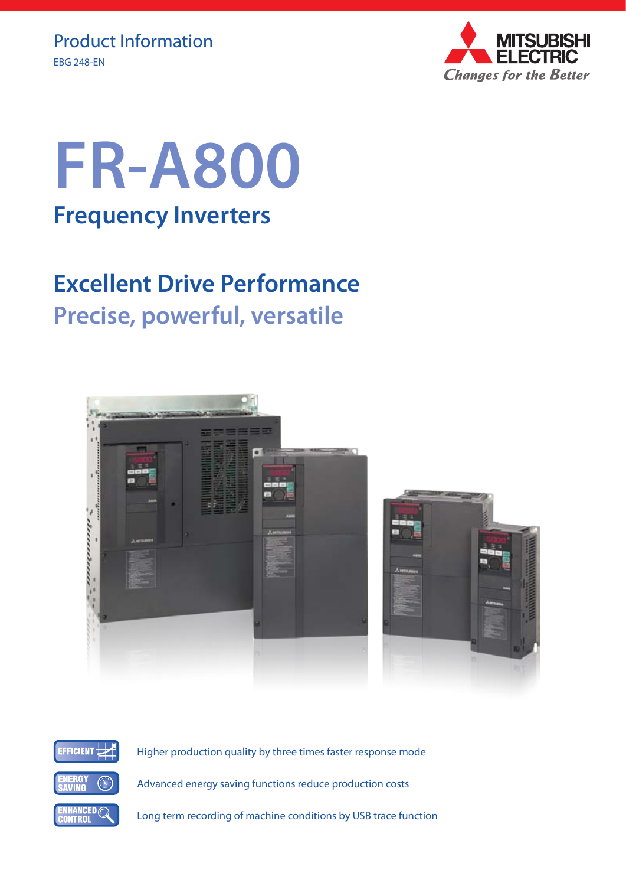Product Information

EBG 248-EN

MITSUBISHI ELECTRIC

*Changes for the Better*

# FR-A800

## Frequency Inverters

## Excellent Drive Performance

### Precise, powerful, versatile

EFFICIENT — Higher production quality by three times faster response mode

ENERGY SAVING — Advanced energy saving functions reduce production costs

ENHANCED CONTROL — Long term recording of machine conditions by USB trace function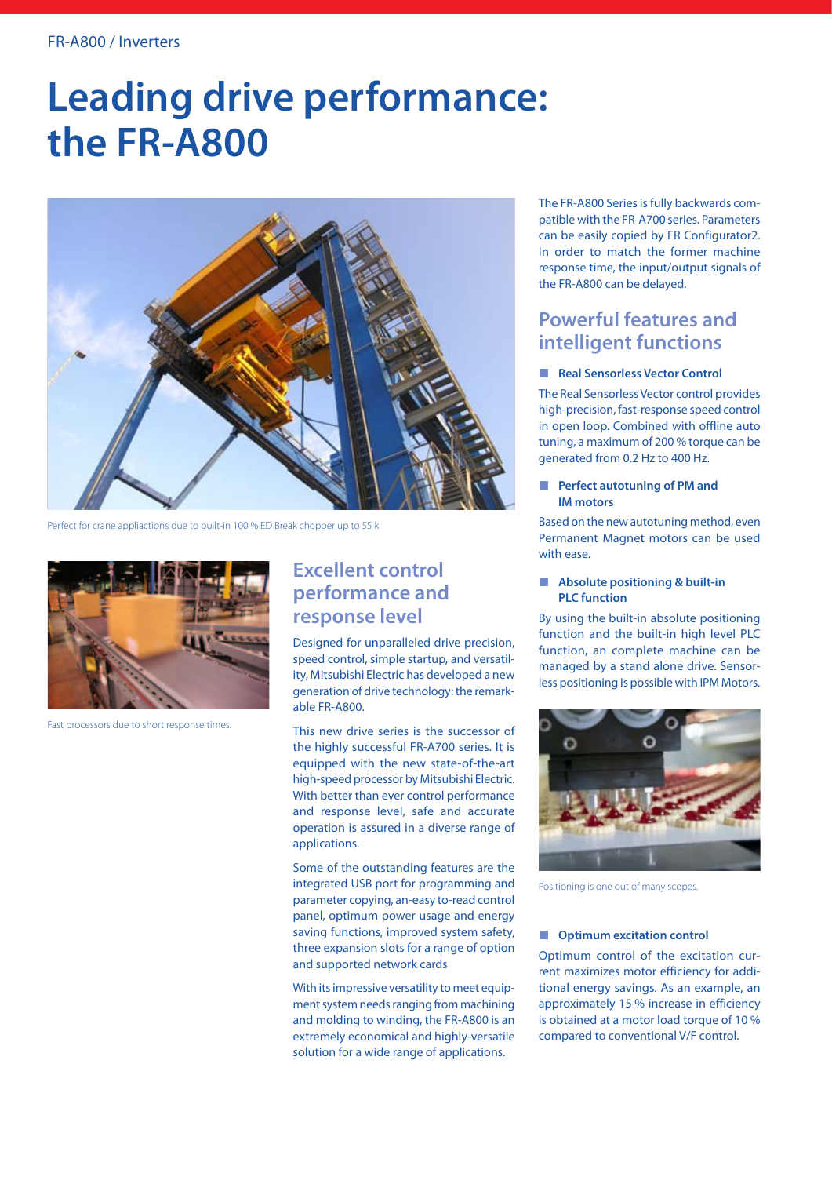# Leading drive performance: the FR-A800

Perfect for crane appliactions due to built-in 100 % ED Break chopper up to 55 k

Fast processors due to short response times.

## Excellent control performance and response level

Designed for unparalleled drive precision, speed control, simple startup, and versatility, Mitsubishi Electric has developed a new generation of drive technology: the remarkable FR-A800.

This new drive series is the successor of the highly successful FR-A700 series. It is equipped with the new state-of-the-art high-speed processor by Mitsubishi Electric. With better than ever control performance and response level, safe and accurate operation is assured in a diverse range of applications.

Some of the outstanding features are the integrated USB port for programming and parameter copying, an-easy to-read control panel, optimum power usage and energy saving functions, improved system safety, three expansion slots for a range of option and supported network cards

With its impressive versatility to meet equipment system needs ranging from machining and molding to winding, the FR-A800 is an extremely economical and highly-versatile solution for a wide range of applications.

The FR-A800 Series is fully backwards compatible with the FR-A700 series. Parameters can be easily copied by FR Configurator2. In order to match the former machine response time, the input/output signals of the FR-A800 can be delayed.

## Powerful features and intelligent functions

### Real Sensorless Vector Control

The Real Sensorless Vector control provides high-precision, fast-response speed control in open loop. Combined with offline auto tuning, a maximum of 200 % torque can be generated from 0.2 Hz to 400 Hz.

### Perfect autotuning of PM and IM motors

Based on the new autotuning method, even Permanent Magnet motors can be used with ease.

### Absolute positioning & built-in PLC function

By using the built-in absolute positioning function and the built-in high level PLC function, an complete machine can be managed by a stand alone drive. Sensorless positioning is possible with IPM Motors.

Positioning is one out of many scopes.

### Optimum excitation control

Optimum control of the excitation current maximizes motor efficiency for additional energy savings. As an example, an approximately 15 % increase in efficiency is obtained at a motor load torque of 10 % compared to conventional V/F control.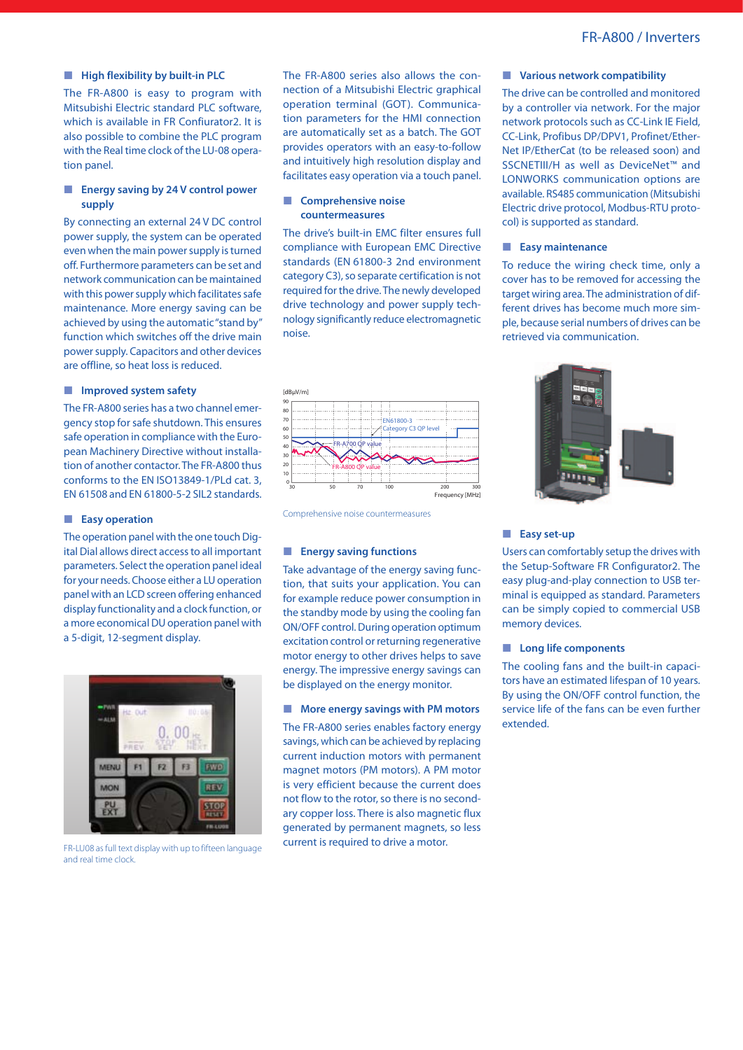## High flexibility by built-in PLC

The FR-A800 is easy to program with Mitsubishi Electric standard PLC software, which is available in FR Confiurator2. It is also possible to combine the PLC program with the Real time clock of the LU-08 operation panel.

## Energy saving by 24 V control power supply

By connecting an external 24 V DC control power supply, the system can be operated even when the main power supply is turned off. Furthermore parameters can be set and network communication can be maintained with this power supply which facilitates safe maintenance. More energy saving can be achieved by using the automatic "stand by" function which switches off the drive main power supply. Capacitors and other devices are offline, so heat loss is reduced.

## Improved system safety

The FR-A800 series has a two channel emergency stop for safe shutdown. This ensures safe operation in compliance with the European Machinery Directive without installation of another contactor. The FR-A800 thus conforms to the EN ISO13849-1/PLd cat. 3, EN 61508 and EN 61800-5-2 SIL2 standards.

## Easy operation

The operation panel with the one touch Digital Dial allows direct access to all important parameters. Select the operation panel ideal for your needs. Choose either a LU operation panel with an LCD screen offering enhanced display functionality and a clock function, or a more economical DU operation panel with a 5-digit, 12-segment display.

FR-LU08 as full text display with up to fifteen language and real time clock.

The FR-A800 series also allows the connection of a Mitsubishi Electric graphical operation terminal (GOT). Communication parameters for the HMI connection are automatically set as a batch. The GOT provides operators with an easy-to-follow and intuitively high resolution display and facilitates easy operation via a touch panel.

## Comprehensive noise countermeasures

The drive's built-in EMC filter ensures full compliance with European EMC Directive standards (EN 61800-3 2nd environment category C3), so separate certification is not required for the drive. The newly developed drive technology and power supply technology significantly reduce electromagnetic noise.

Comprehensive noise countermeasures

## Energy saving functions

Take advantage of the energy saving function, that suits your application. You can for example reduce power consumption in the standby mode by using the cooling fan ON/OFF control. During operation optimum excitation control or returning regenerative motor energy to other drives helps to save energy. The impressive energy savings can be displayed on the energy monitor.

## More energy savings with PM motors

The FR-A800 series enables factory energy savings, which can be achieved by replacing current induction motors with permanent magnet motors (PM motors). A PM motor is very efficient because the current does not flow to the rotor, so there is no secondary copper loss. There is also magnetic flux generated by permanent magnets, so less current is required to drive a motor.

## Various network compatibility

The drive can be controlled and monitored by a controller via network. For the major network protocols such as CC-Link IE Field, CC-Link, Profibus DP/DPV1, Profinet/EtherNet IP/EtherCat (to be released soon) and SSCNETIII/H as well as DeviceNet™ and LONWORKS communication options are available. RS485 communication (Mitsubishi Electric drive protocol, Modbus-RTU protocol) is supported as standard.

## Easy maintenance

To reduce the wiring check time, only a cover has to be removed for accessing the target wiring area. The administration of different drives has become much more simple, because serial numbers of drives can be retrieved via communication.

## Easy set-up

Users can comfortably setup the drives with the Setup-Software FR Configurator2. The easy plug-and-play connection to USB terminal is equipped as standard. Parameters can be simply copied to commercial USB memory devices.

## Long life components

The cooling fans and the built-in capacitors have an estimated lifespan of 10 years. By using the ON/OFF control function, the service life of the fans can be even further extended.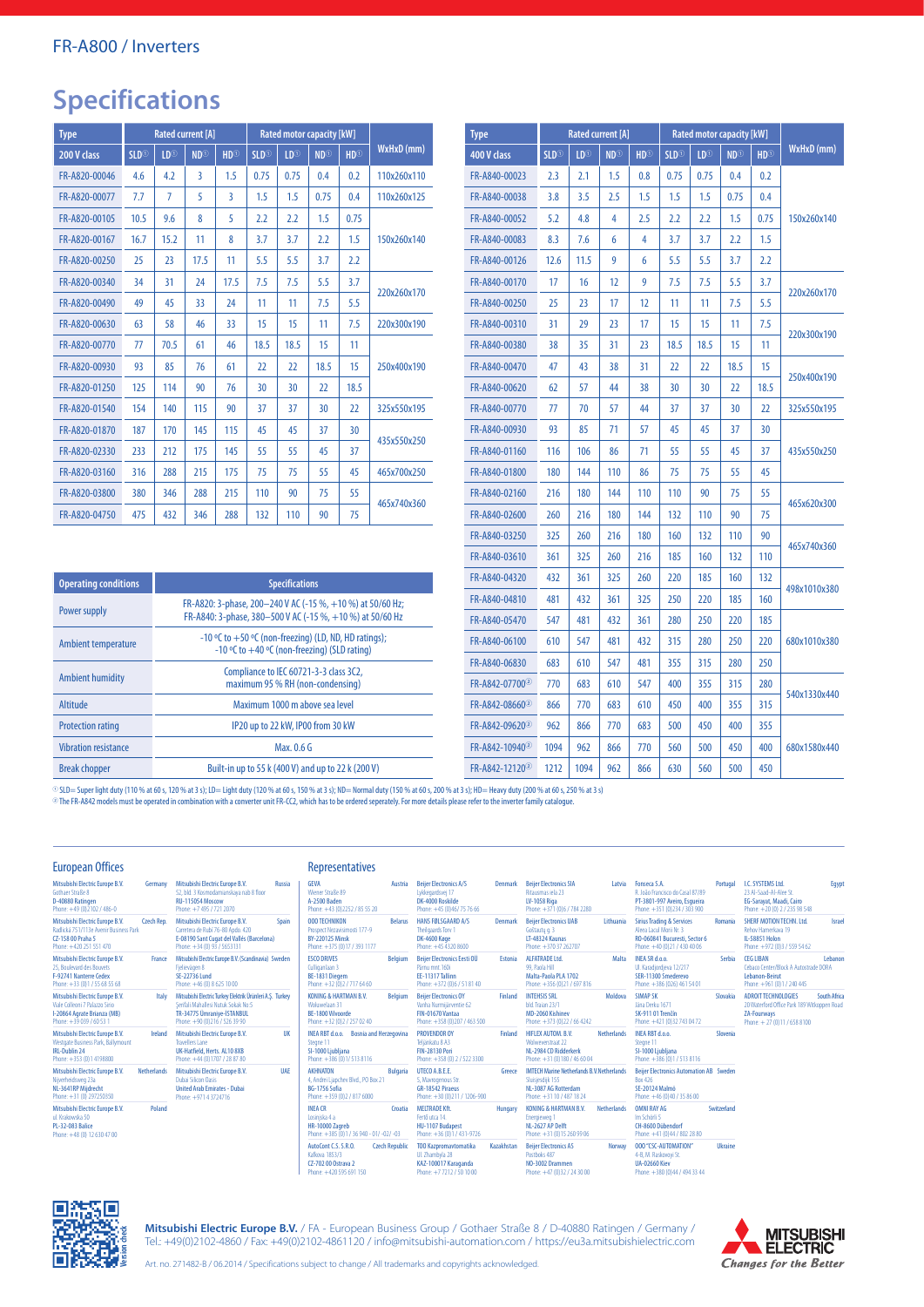FR-A800 / Inverters

# Specifications

| Type | Rated current [A] | | | | Rated motor capacity [kW] | | | | |
|---|---|---|---|---|---|---|---|---|---|
| 200 V class | SLD[1] | LD[1] | ND[1] | HD[1] | SLD[1] | LD[1] | ND[1] | HD[1] | WxHxD (mm) |
| FR-A820-00046 | 4.6 | 4.2 | 3 | 1.5 | 0.75 | 0.75 | 0.4 | 0.2 | 110x260x110 |
| FR-A820-00077 | 7.7 | 7 | 5 | 3 | 1.5 | 1.5 | 0.75 | 0.4 | 110x260x125 |
| FR-A820-00105 | 10.5 | 9.6 | 8 | 5 | 2.2 | 2.2 | 1.5 | 0.75 | 150x260x140 |
| FR-A820-00167 | 16.7 | 15.2 | 11 | 8 | 3.7 | 3.7 | 2.2 | 1.5 | |
| FR-A820-00250 | 25 | 23 | 17.5 | 11 | 5.5 | 5.5 | 3.7 | 2.2 | |
| FR-A820-00340 | 34 | 31 | 24 | 17.5 | 7.5 | 7.5 | 5.5 | 3.7 | 220x260x170 |
| FR-A820-00490 | 49 | 45 | 33 | 24 | 11 | 11 | 7.5 | 5.5 | |
| FR-A820-00630 | 63 | 58 | 46 | 33 | 15 | 15 | 11 | 7.5 | 220x300x190 |
| FR-A820-00770 | 77 | 70.5 | 61 | 46 | 18.5 | 18.5 | 15 | 11 | 250x400x190 |
| FR-A820-00930 | 93 | 85 | 76 | 61 | 22 | 22 | 18.5 | 15 | |
| FR-A820-01250 | 125 | 114 | 90 | 76 | 30 | 30 | 22 | 18.5 | |
| FR-A820-01540 | 154 | 140 | 115 | 90 | 37 | 37 | 30 | 22 | 325x550x195 |
| FR-A820-01870 | 187 | 170 | 145 | 115 | 45 | 45 | 37 | 30 | 435x550x250 |
| FR-A820-02330 | 233 | 212 | 175 | 145 | 55 | 55 | 45 | 37 | |
| FR-A820-03160 | 316 | 288 | 215 | 175 | 75 | 75 | 55 | 45 | 465x700x250 |
| FR-A820-03800 | 380 | 346 | 288 | 215 | 110 | 90 | 75 | 55 | 465x740x360 |
| FR-A820-04750 | 475 | 432 | 346 | 288 | 132 | 110 | 90 | 75 | |

| Type | Rated current [A] | | | | Rated motor capacity [kW] | | | | |
|---|---|---|---|---|---|---|---|---|---|
| 400 V class | SLD[1] | LD[1] | ND[1] | HD[1] | SLD[1] | LD[1] | ND[1] | HD[1] | WxHxD (mm) |
| FR-A840-00023 | 2.3 | 2.1 | 1.5 | 0.8 | 0.75 | 0.75 | 0.4 | 0.2 | 150x260x140 |
| FR-A840-00038 | 3.8 | 3.5 | 2.5 | 1.5 | 1.5 | 1.5 | 0.75 | 0.4 | |
| FR-A840-00052 | 5.2 | 4.8 | 4 | 2.5 | 2.2 | 2.2 | 1.5 | 0.75 | |
| FR-A840-00083 | 8.3 | 7.6 | 6 | 4 | 3.7 | 3.7 | 2.2 | 1.5 | |
| FR-A840-00126 | 12.6 | 11.5 | 9 | 6 | 5.5 | 5.5 | 3.7 | 2.2 | |
| FR-A840-00170 | 17 | 16 | 12 | 9 | 7.5 | 7.5 | 5.5 | 3.7 | 220x260x170 |
| FR-A840-00250 | 25 | 23 | 17 | 12 | 11 | 11 | 7.5 | 5.5 | |
| FR-A840-00310 | 31 | 29 | 23 | 17 | 15 | 15 | 11 | 7.5 | 220x300x190 |
| FR-A840-00380 | 38 | 35 | 31 | 23 | 18.5 | 18.5 | 15 | 11 | |
| FR-A840-00470 | 47 | 43 | 38 | 31 | 22 | 22 | 18.5 | 15 | 250x400x190 |
| FR-A840-00620 | 62 | 57 | 44 | 38 | 30 | 30 | 22 | 18.5 | |
| FR-A840-00770 | 77 | 70 | 57 | 44 | 37 | 37 | 30 | 22 | 325x550x195 |
| FR-A840-00930 | 93 | 85 | 71 | 57 | 45 | 45 | 37 | 30 | 435x550x250 |
| FR-A840-01160 | 116 | 106 | 86 | 71 | 55 | 55 | 45 | 37 | |
| FR-A840-01800 | 180 | 144 | 110 | 86 | 75 | 75 | 55 | 45 | |
| FR-A840-02160 | 216 | 180 | 144 | 110 | 110 | 90 | 75 | 55 | 465x620x300 |
| FR-A840-02600 | 260 | 216 | 180 | 144 | 132 | 110 | 90 | 75 | |
| FR-A840-03250 | 325 | 260 | 216 | 180 | 160 | 132 | 110 | 90 | 465x740x360 |
| FR-A840-03610 | 361 | 325 | 260 | 216 | 185 | 160 | 132 | 110 | |
| FR-A840-04320 | 432 | 361 | 325 | 260 | 220 | 185 | 160 | 132 | 498x1010x380 |
| FR-A840-04810 | 481 | 432 | 361 | 325 | 250 | 220 | 185 | 160 | |
| FR-A840-05470 | 547 | 481 | 432 | 361 | 280 | 250 | 220 | 185 | 680x1010x380 |
| FR-A840-06100 | 610 | 547 | 481 | 432 | 315 | 280 | 250 | 220 | |
| FR-A840-06830 | 683 | 610 | 547 | 481 | 355 | 315 | 280 | 250 | |
| FR-A842-07700[2] | 770 | 683 | 610 | 547 | 400 | 355 | 315 | 280 | 540x1330x440 |
| FR-A842-08660[2] | 866 | 770 | 683 | 610 | 450 | 400 | 355 | 315 | |
| FR-A842-09620[2] | 962 | 866 | 770 | 683 | 500 | 450 | 400 | 355 | 680x1580x440 |
| FR-A842-10940[2] | 1094 | 962 | 866 | 770 | 560 | 500 | 450 | 400 | |
| FR-A842-12120[2] | 1212 | 1094 | 962 | 866 | 630 | 560 | 500 | 450 | |

| Operating conditions | Specifications |
|---|---|
| Power supply | FR-A820: 3-phase, 200–240 V AC (-15 %, +10 %) at 50/60 Hz; FR-A840: 3-phase, 380–500 V AC (-15 %, +10 %) at 50/60 Hz |
| Ambient temperature | -10 ºC to +50 ºC (non-freezing) (LD, ND, HD ratings); -10 ºC to +40 ºC (non-freezing) (SLD rating) |
| Ambient humidity | Compliance to IEC 60721-3-3 class 3C2, maximum 95 % RH (non-condensing) |
| Altitude | Maximum 1000 m above sea level |
| Protection rating | IP20 up to 22 kW, IP00 from 30 kW |
| Vibration resistance | Max. 0.6 G |
| Break chopper | Built-in up to 55 k (400 V) and up to 22 k (200 V) |

[1] SLD= Super light duty (110 % at 60 s, 120 % at 3 s); LD= Light duty (120 % at 60 s, 150 % at 3 s); ND= Normal duty (150 % at 60 s, 200 % at 3 s); HD= Heavy duty (200 % at 60 s, 250 % at 3 s)
[2] The FR-A842 models must be operated in combination with a converter unit FR-CC2, which has to be ordered seperately. For more details please refer to the inverter family catalogue.

## European Offices

**Mitsubishi Electric Europe B.V.** — Germany
Gothaer Straße 8, D-40880 Ratingen
Phone: +49 (0)2102 / 486-0

**Mitsubishi Electric Europe B.V.** — Czech Rep.
Radlická 751/113e Avenir Business Park, CZ-158 00 Praha 5
Phone: +420 251 551 470

**Mitsubishi Electric Europe B.V.** — France
25, Boulevard des Bouvets, F-92741 Nanterre Cedex
Phone: +33 (0)1 / 55 68 55 68

**Mitsubishi Electric Europe B.V.** — Italy
Viale Colleoni 7 Palazzo Sirio, I-20864 Agrate Brianza (MB)
Phone: +39 039 / 60 53 1

**Mitsubishi Electric Europe B.V.** — Ireland
Westgate Business Park, Ballymount, IRL-Dublin 24
Phone: +353 (0)1 4198800

**Mitsubishi Electric Europe B.V.** — Netherlands
Nijverheidsweg 23a, NL-3641RP Mijdrecht
Phone: +31 (0) 297250350

**Mitsubishi Electric Europe B.V.** — Poland
ul. Krakowska 50, PL-32-083 Balice
Phone: +48 (0) 12 630 47 00

**Mitsubishi Electric Europe B.V.** — Russia
52, bld. 3 Kosmodamianskaya nab 8 floor, RU-115054 Moscow
Phone: +7 495 / 721 2070

**Mitsubishi Electric Europe B.V.** — Spain
Carretera de Rubí 76-80 Apdo. 420, E-08190 Sant Cugat del Vallés (Barcelona)
Phone: +34 (0)93 / 5653131

**Mitsubishi Electric Europe B.V. (Scandinavia)** — Sweden
Fjelievägen 8, SE-22736 Lund
Phone: +46 (0) 8 625 10 00

**Mitsubishi Electric Turkey Elektrik Ürünleri A.Ş.** — Turkey
Şerifali Mahallesi Nutuk Sokak No:5, TR-34775 Ümraniye-İSTANBUL
Phone: +90 (0)216 / 526 39 90

**Mitsubishi Electric Europe B.V.** — UK
Travellers Lane, UK-Hatfield, Herts. AL10 8XB
Phone: +44 (0)1707 / 28 87 80

**Mitsubishi Electric Europe B.V.** — UAE
Dubai Silicon Oasis, United Arab Emirates - Dubai
Phone: +971 4 3724716

## Representatives

**GEVA** — Austria
Wiener Straße 89, A-2500 Baden
Phone: +43 (0)2252 / 85 55 20

**OOO TECHNIKON** — Belarus
Prospect Nezavisimosti 177-9, BY-220125 Minsk
Phone: +375 (0)17 / 393 1177

**ESCO DRIVES** — Belgium
Culliganlaan 3, BE-1831 Diegem
Phone: +32 (0)2 / 717 64 60

**KONING & HARTMAN B.V.** — Belgium
Woluwelaan 31, BE-1800 Vilvoorde
Phone: +32 (0)2 / 257 02 40

**INEA RBT d.o.o.** — Bosnia and Herzegovina
Stegne 11, SI-1000 Ljubljana
Phone: +386 (0)1/ 513 8116

**AKHNATON** — Bulgaria
4, Andrei Ljapchev Blvd., PO Box 21, BG-1756 Sofia
Phone: +359 (0)2 / 817 6000

**INEA CR** — Croatia
Losinjska 4 a, HR-10000 Zagreb
Phone: +385 (0)1 / 36 940 - 01/ -02/ -03

**AutoCont C.S. S.R.O.** — Czech Republic
Kafkova 1853/3, CZ-702 00 Ostrava 2
Phone: +420 595 691 150

**Beijer Electronics A/S** — Denmark
Lykkegardsvej 17, DK-4000 Roskilde
Phone: +45 (0)46/ 75 76 66

**HANS FØLSGAARD A/S** — Denmark
Theilgaards Torv 1, DK-4600 Køge
Phone: +45 4320 8600

**Beijer Electronics Eesti OÜ** — Estonia
Pärnu mnt.160i, EE-11317 Tallinn
Phone: +372 (0)6 / 51 81 40

**Beijer Electronics OY** — Finland
Vanha Nurmijärventie 62, FIN-01670 Vantaa
Phone: +358 (0)207 / 463 500

**PROVENDOR OY** — Finland
Teljänkatu 8 A3, FIN-28130 Pori
Phone: +358 (0) 2 / 522 3300

**UTECO A.B.E.E.** — Greece
5, Mavrogenous Str., GR-18542 Piraeus
Phone: +30 (0)211 / 1206-900

**MELTRADE Kft.** — Hungary
Fertő utca 14, HU-1107 Budapest
Phone: +36 (0)1 / 431-9726

**TOO Kazpromavtomatika** — Kazakhstan
Ul. Zhambyla 28, KAZ-100017 Karaganda
Phone: +7 7212 / 50 10 00

**Beijer Electronics SIA** — Latvia
Ritausmas iela 23, LV-1058 Riga
Phone: +371 (0)6 / 784 2280

**Beijer Electronics UAB** — Lithuania
Goštautų g. 3, LT-48324 Kaunas
Phone: +370 37 262707

**ALFATRADE Ltd.** — Malta
99, Paola Hill, Malta-Paola PLA 1702
Phone: +356 (0)21 / 697 816

**INTEHSIS SRL** — Moldova
bld. Traian 23/1, MD-2060 Kishinev
Phone: +373 (0)22 / 66 4242

**HIFLEX AUTOM. B.V.** — Netherlands
Wolweverstraat 22, NL-2984 CD Ridderkerk
Phone: +31 (0)180 / 46 60 04

**IMTECH Marine Netherlands B.V.** — Netherlands
Sluisjesdijk 155, NL-3087 AG Rotterdam
Phone: +31 10 / 487 18 24

**KONING & HARTMAN B.V.** — Netherlands
Energieweg 1, NL-2627 AP Delft
Phone: +31 (0)15 260 99 06

**Beijer Electronics AS** — Norway
Postboks 487, NO-3002 Drammen
Phone: +47 (0)32 / 24 30 00

**Fonseca S.A.** — Portugal
R. João Francisco do Casal 87/89, PT-3801-997 Aveiro, Esgueira
Phone: +351 (0)234 / 303 900

**Sirius Trading & Services** — Romania
Aleea Lacul Morii Nr. 3, RO-060841 Bucuresti, Sector 6
Phone: +40 (0)21 / 430 40 06

**INEA SR d.o.o.** — Serbia
Ul. Karadjordjeva 12/217, SER-11300 Smederevo
Phone: +386 (026) 461 54 01

**SIMAP SK** — Slovakia
Jána Derku 1671, SK-911 01 Trenčín
Phone: +421 (0)32 743 04 72

**INEA RBT d.o.o.** — Slovenia
Stegne 11, SI-1000 Ljubljana
Phone: +386 (0)1 / 513 8116

**Beijer Electronics Automation AB** — Sweden
Box 426, SE-20124 Malmö
Phone: +46 (0)40 / 35 86 00

**OMNI RAY AG** — Switzerland
Im Schörli 5, CH-8600 Dübendorf
Phone: +41 (0)44 / 802 28 80

**OOO "CSC-AUTOMATION"** — Ukraine
4-B, M. Raskovoyi St., UA-02660 Kiev
Phone: +380 (0)44 / 494 33 44

**I.C. SYSTEMS Ltd.** — Egypt
23 Al-Saad-Al-Alee St., EG-Sarayat, Maadi, Cairo
Phone: +20 (0) 2 / 235 98 548

**SHERF MOTION TECHN. Ltd.** — Israel
Rehov Hamerkava 19, IL-58851 Holon
Phone: +972 (0)3 / 559 54 62

**CEG LIBAN** — Lebanon
Cebaco Center/Block A Autostrade DORA, Lebanon-Beirut
Phone: +961 (0)1 / 240 445

**ADROIT TECHNOLOGIES** — South Africa
20 Waterford Office Park 189 Witkoppen Road, ZA-Fourways
Phone: + 27 (0)11 / 658 8100

**Mitsubishi Electric Europe B.V.** / FA - European Business Group / Gothaer Straße 8 / D-40880 Ratingen / Germany / Tel.: +49(0)2102-4860 / Fax: +49(0)2102-4861120 / info@mitsubishi-automation.com / https://eu3a.mitsubishielectric.com

Art. no. 271482-B / 06.2014 / Specifications subject to change / All trademarks and copyrights acknowledged.

MITSUBISHI ELECTRIC
*Changes for the Better*